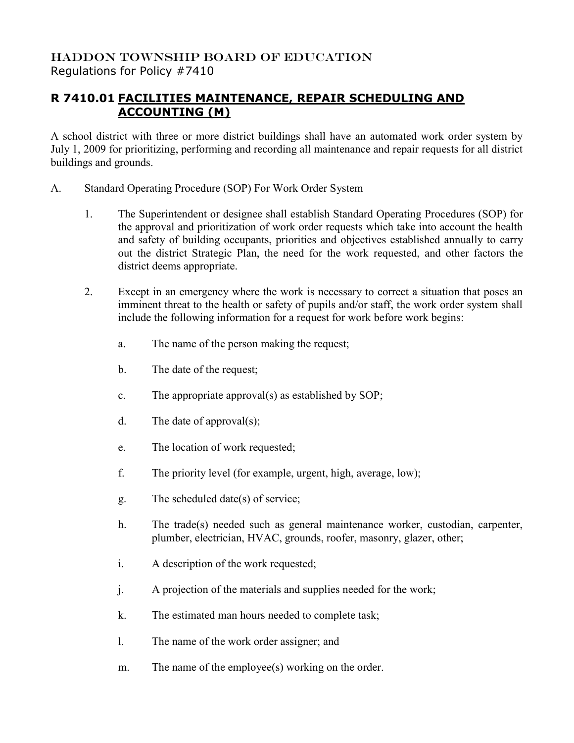# HADDON TOWNSHIP BOARD OF EDUCATION
Regulations for Policy #7410

## R 7410.01 FACILITIES MAINTENANCE, REPAIR SCHEDULING AND ACCOUNTING (M)

A school district with three or more district buildings shall have an automated work order system by July 1, 2009 for prioritizing, performing and recording all maintenance and repair requests for all district buildings and grounds.

A. Standard Operating Procedure (SOP) For Work Order System

1. The Superintendent or designee shall establish Standard Operating Procedures (SOP) for the approval and prioritization of work order requests which take into account the health and safety of building occupants, priorities and objectives established annually to carry out the district Strategic Plan, the need for the work requested, and other factors the district deems appropriate.

2. Except in an emergency where the work is necessary to correct a situation that poses an imminent threat to the health or safety of pupils and/or staff, the work order system shall include the following information for a request for work before work begins:

   a. The name of the person making the request;

   b. The date of the request;

   c. The appropriate approval(s) as established by SOP;

   d. The date of approval(s);

   e. The location of work requested;

   f. The priority level (for example, urgent, high, average, low);

   g. The scheduled date(s) of service;

   h. The trade(s) needed such as general maintenance worker, custodian, carpenter, plumber, electrician, HVAC, grounds, roofer, masonry, glazer, other;

   i. A description of the work requested;

   j. A projection of the materials and supplies needed for the work;

   k. The estimated man hours needed to complete task;

   l. The name of the work order assigner; and

   m. The name of the employee(s) working on the order.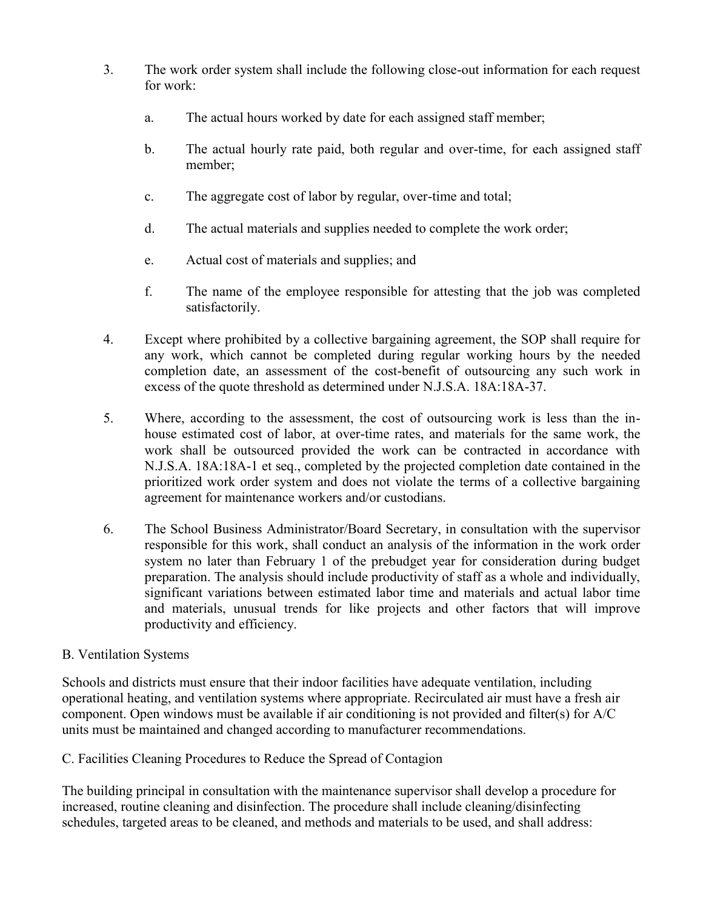3. The work order system shall include the following close-out information for each request for work:

   a. The actual hours worked by date for each assigned staff member;

   b. The actual hourly rate paid, both regular and over-time, for each assigned staff member;

   c. The aggregate cost of labor by regular, over-time and total;

   d. The actual materials and supplies needed to complete the work order;

   e. Actual cost of materials and supplies; and

   f. The name of the employee responsible for attesting that the job was completed satisfactorily.

4. Except where prohibited by a collective bargaining agreement, the SOP shall require for any work, which cannot be completed during regular working hours by the needed completion date, an assessment of the cost-benefit of outsourcing any such work in excess of the quote threshold as determined under N.J.S.A. 18A:18A-37.

5. Where, according to the assessment, the cost of outsourcing work is less than the in-house estimated cost of labor, at over-time rates, and materials for the same work, the work shall be outsourced provided the work can be contracted in accordance with N.J.S.A. 18A:18A-1 et seq., completed by the projected completion date contained in the prioritized work order system and does not violate the terms of a collective bargaining agreement for maintenance workers and/or custodians.

6. The School Business Administrator/Board Secretary, in consultation with the supervisor responsible for this work, shall conduct an analysis of the information in the work order system no later than February 1 of the prebudget year for consideration during budget preparation. The analysis should include productivity of staff as a whole and individually, significant variations between estimated labor time and materials and actual labor time and materials, unusual trends for like projects and other factors that will improve productivity and efficiency.

B. Ventilation Systems

Schools and districts must ensure that their indoor facilities have adequate ventilation, including operational heating, and ventilation systems where appropriate. Recirculated air must have a fresh air component. Open windows must be available if air conditioning is not provided and filter(s) for A/C units must be maintained and changed according to manufacturer recommendations.

C. Facilities Cleaning Procedures to Reduce the Spread of Contagion

The building principal in consultation with the maintenance supervisor shall develop a procedure for increased, routine cleaning and disinfection. The procedure shall include cleaning/disinfecting schedules, targeted areas to be cleaned, and methods and materials to be used, and shall address: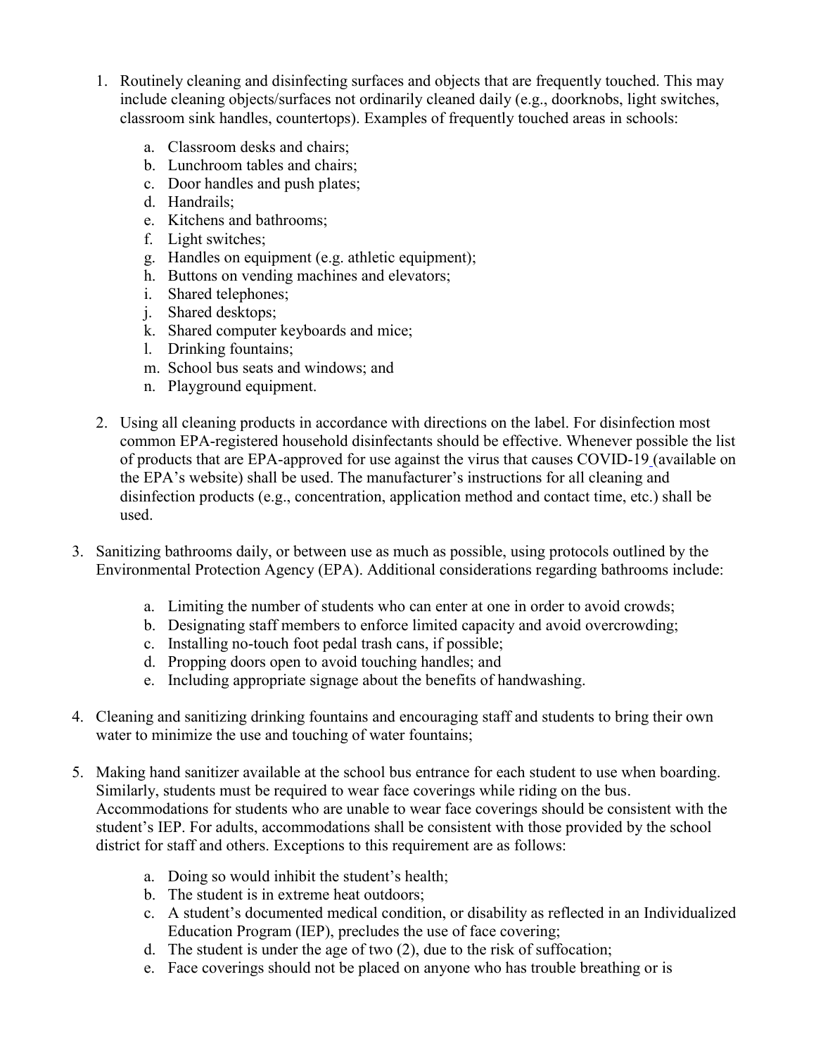1. Routinely cleaning and disinfecting surfaces and objects that are frequently touched. This may include cleaning objects/surfaces not ordinarily cleaned daily (e.g., doorknobs, light switches, classroom sink handles, countertops). Examples of frequently touched areas in schools:

    a. Classroom desks and chairs;
    b. Lunchroom tables and chairs;
    c. Door handles and push plates;
    d. Handrails;
    e. Kitchens and bathrooms;
    f. Light switches;
    g. Handles on equipment (e.g. athletic equipment);
    h. Buttons on vending machines and elevators;
    i. Shared telephones;
    j. Shared desktops;
    k. Shared computer keyboards and mice;
    l. Drinking fountains;
    m. School bus seats and windows; and
    n. Playground equipment.

2. Using all cleaning products in accordance with directions on the label. For disinfection most common EPA-registered household disinfectants should be effective. Whenever possible the list of products that are EPA-approved for use against the virus that causes COVID-19 (available on the EPA's website) shall be used. The manufacturer's instructions for all cleaning and disinfection products (e.g., concentration, application method and contact time, etc.) shall be used.

3. Sanitizing bathrooms daily, or between use as much as possible, using protocols outlined by the Environmental Protection Agency (EPA). Additional considerations regarding bathrooms include:

    a. Limiting the number of students who can enter at one in order to avoid crowds;
    b. Designating staff members to enforce limited capacity and avoid overcrowding;
    c. Installing no-touch foot pedal trash cans, if possible;
    d. Propping doors open to avoid touching handles; and
    e. Including appropriate signage about the benefits of handwashing.

4. Cleaning and sanitizing drinking fountains and encouraging staff and students to bring their own water to minimize the use and touching of water fountains;

5. Making hand sanitizer available at the school bus entrance for each student to use when boarding. Similarly, students must be required to wear face coverings while riding on the bus. Accommodations for students who are unable to wear face coverings should be consistent with the student's IEP. For adults, accommodations shall be consistent with those provided by the school district for staff and others. Exceptions to this requirement are as follows:

    a. Doing so would inhibit the student's health;
    b. The student is in extreme heat outdoors;
    c. A student's documented medical condition, or disability as reflected in an Individualized Education Program (IEP), precludes the use of face covering;
    d. The student is under the age of two (2), due to the risk of suffocation;
    e. Face coverings should not be placed on anyone who has trouble breathing or is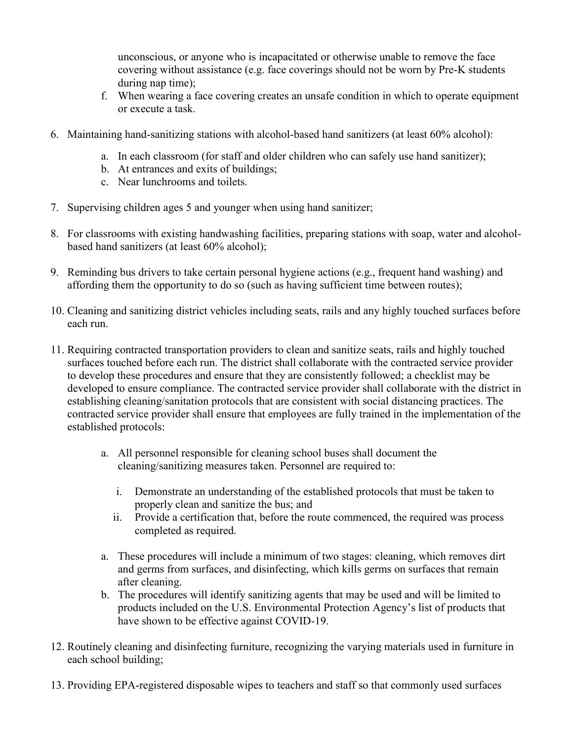unconscious, or anyone who is incapacitated or otherwise unable to remove the face covering without assistance (e.g. face coverings should not be worn by Pre-K students during nap time);

f. When wearing a face covering creates an unsafe condition in which to operate equipment or execute a task.

6. Maintaining hand-sanitizing stations with alcohol-based hand sanitizers (at least 60% alcohol):

   a. In each classroom (for staff and older children who can safely use hand sanitizer);
   b. At entrances and exits of buildings;
   c. Near lunchrooms and toilets.

7. Supervising children ages 5 and younger when using hand sanitizer;

8. For classrooms with existing handwashing facilities, preparing stations with soap, water and alcohol-based hand sanitizers (at least 60% alcohol);

9. Reminding bus drivers to take certain personal hygiene actions (e.g., frequent hand washing) and affording them the opportunity to do so (such as having sufficient time between routes);

10. Cleaning and sanitizing district vehicles including seats, rails and any highly touched surfaces before each run.

11. Requiring contracted transportation providers to clean and sanitize seats, rails and highly touched surfaces touched before each run. The district shall collaborate with the contracted service provider to develop these procedures and ensure that they are consistently followed; a checklist may be developed to ensure compliance. The contracted service provider shall collaborate with the district in establishing cleaning/sanitation protocols that are consistent with social distancing practices. The contracted service provider shall ensure that employees are fully trained in the implementation of the established protocols:

    a. All personnel responsible for cleaning school buses shall document the cleaning/sanitizing measures taken. Personnel are required to:

       i. Demonstrate an understanding of the established protocols that must be taken to properly clean and sanitize the bus; and
       ii. Provide a certification that, before the route commenced, the required was process completed as required.

    a. These procedures will include a minimum of two stages: cleaning, which removes dirt and germs from surfaces, and disinfecting, which kills germs on surfaces that remain after cleaning.
    b. The procedures will identify sanitizing agents that may be used and will be limited to products included on the U.S. Environmental Protection Agency's list of products that have shown to be effective against COVID-19.

12. Routinely cleaning and disinfecting furniture, recognizing the varying materials used in furniture in each school building;

13. Providing EPA-registered disposable wipes to teachers and staff so that commonly used surfaces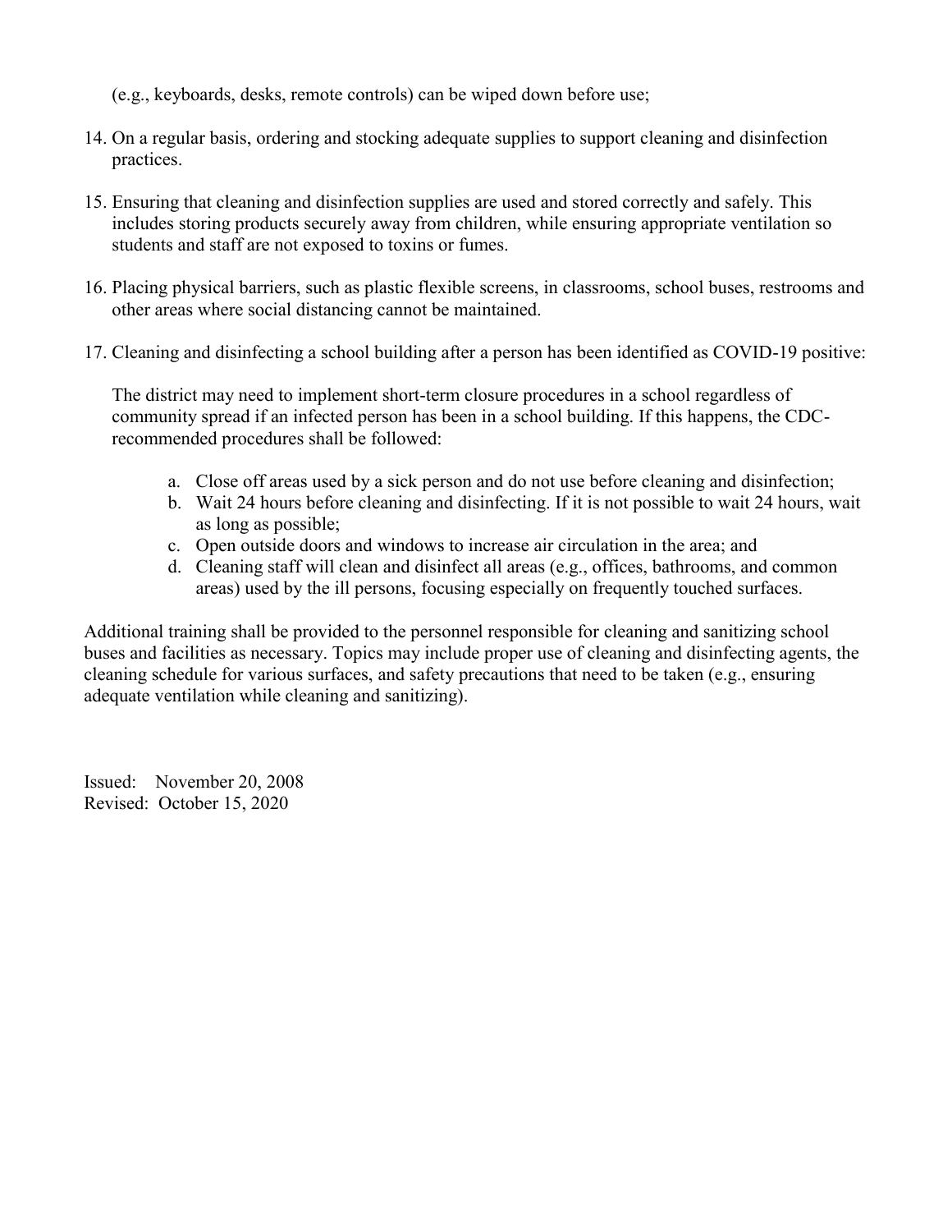(e.g., keyboards, desks, remote controls) can be wiped down before use;

14. On a regular basis, ordering and stocking adequate supplies to support cleaning and disinfection practices.

15. Ensuring that cleaning and disinfection supplies are used and stored correctly and safely. This includes storing products securely away from children, while ensuring appropriate ventilation so students and staff are not exposed to toxins or fumes.

16. Placing physical barriers, such as plastic flexible screens, in classrooms, school buses, restrooms and other areas where social distancing cannot be maintained.

17. Cleaning and disinfecting a school building after a person has been identified as COVID-19 positive:

    The district may need to implement short-term closure procedures in a school regardless of community spread if an infected person has been in a school building. If this happens, the CDC-recommended procedures shall be followed:

    a. Close off areas used by a sick person and do not use before cleaning and disinfection;
    b. Wait 24 hours before cleaning and disinfecting. If it is not possible to wait 24 hours, wait as long as possible;
    c. Open outside doors and windows to increase air circulation in the area; and
    d. Cleaning staff will clean and disinfect all areas (e.g., offices, bathrooms, and common areas) used by the ill persons, focusing especially on frequently touched surfaces.

Additional training shall be provided to the personnel responsible for cleaning and sanitizing school buses and facilities as necessary. Topics may include proper use of cleaning and disinfecting agents, the cleaning schedule for various surfaces, and safety precautions that need to be taken (e.g., ensuring adequate ventilation while cleaning and sanitizing).

Issued: November 20, 2008
Revised: October 15, 2020